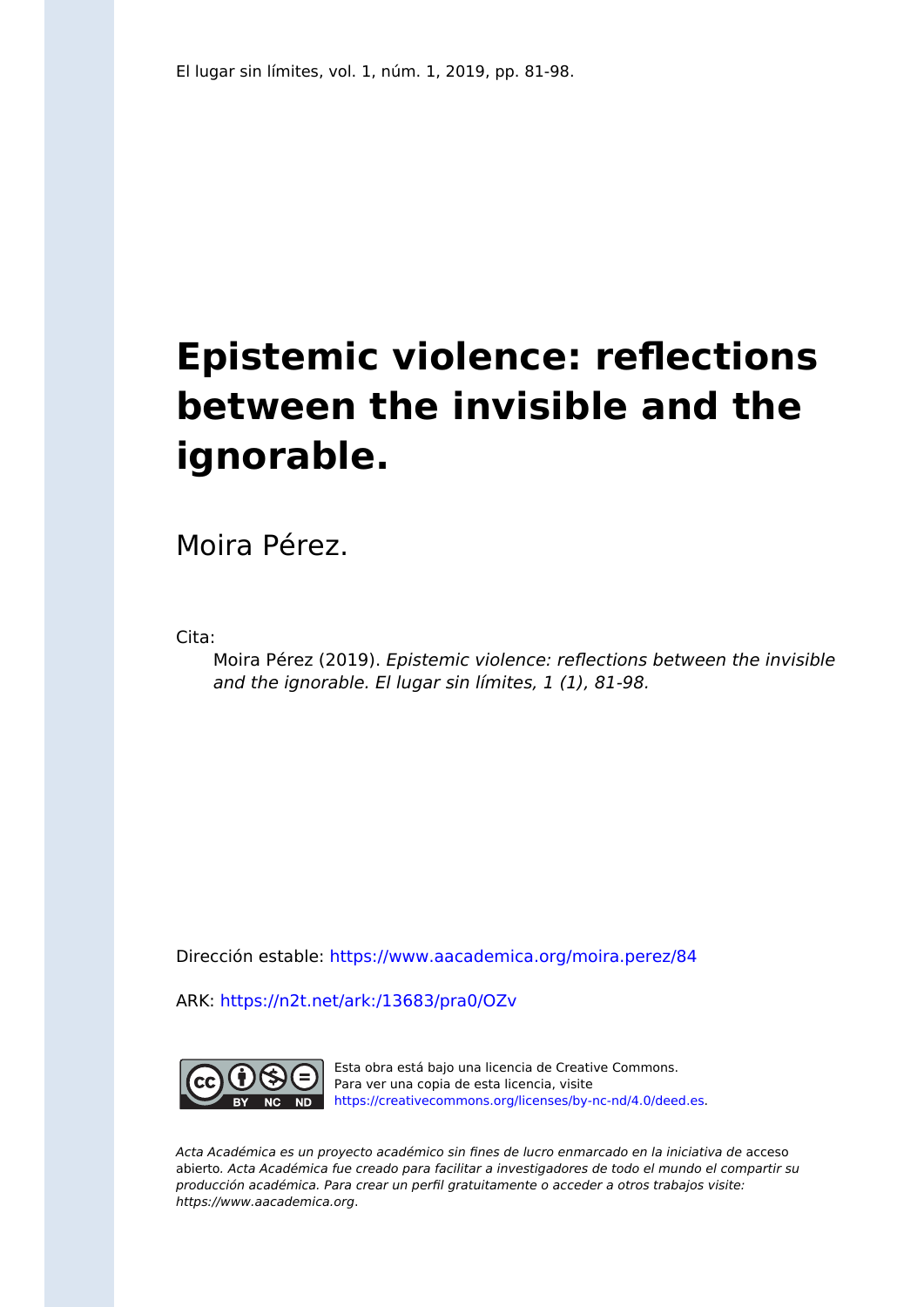El lugar sin límites, vol. 1, núm. 1, 2019, pp. 81-98.

# Epistemic violence: reflections between the invisible and the ignorable.

Moira Pérez.

Cita:

Moira Pérez (2019). *Epistemic violence: reflections between the invisible and the ignorable. El lugar sin límites, 1 (1), 81-98.*

Dirección estable: https://www.aacademica.org/moira.perez/84

ARK: https://n2t.net/ark:/13683/pra0/OZv

Esta obra está bajo una licencia de Creative Commons. Para ver una copia de esta licencia, visite https://creativecommons.org/licenses/by-nc-nd/4.0/deed.es.

*Acta Académica es un proyecto académico sin fines de lucro enmarcado en la iniciativa de* acceso abierto. *Acta Académica fue creado para facilitar a investigadores de todo el mundo el compartir su producción académica. Para crear un perfil gratuitamente o acceder a otros trabajos visite: https://www.aacademica.org.*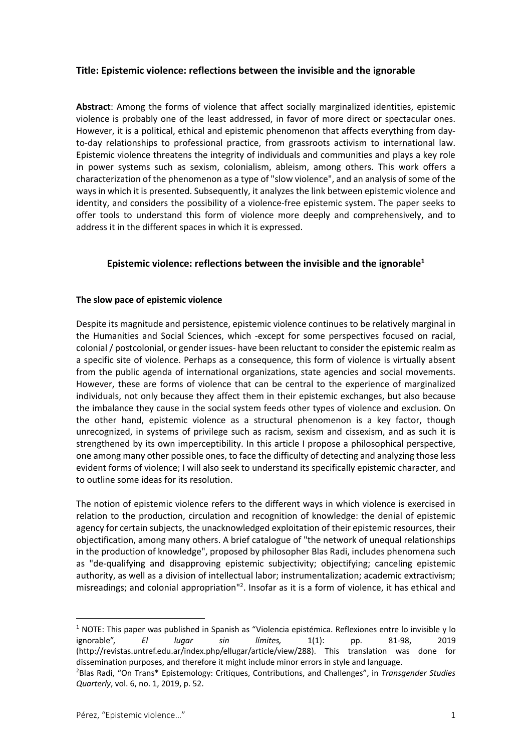**Title: Epistemic violence: reflections between the invisible and the ignorable**

**Abstract**: Among the forms of violence that affect socially marginalized identities, epistemic violence is probably one of the least addressed, in favor of more direct or spectacular ones. However, it is a political, ethical and epistemic phenomenon that affects everything from day-to-day relationships to professional practice, from grassroots activism to international law. Epistemic violence threatens the integrity of individuals and communities and plays a key role in power systems such as sexism, colonialism, ableism, among others. This work offers a characterization of the phenomenon as a type of "slow violence", and an analysis of some of the ways in which it is presented. Subsequently, it analyzes the link between epistemic violence and identity, and considers the possibility of a violence-free epistemic system. The paper seeks to offer tools to understand this form of violence more deeply and comprehensively, and to address it in the different spaces in which it is expressed.

## Epistemic violence: reflections between the invisible and the ignorable[1]

### The slow pace of epistemic violence

Despite its magnitude and persistence, epistemic violence continues to be relatively marginal in the Humanities and Social Sciences, which -except for some perspectives focused on racial, colonial / postcolonial, or gender issues- have been reluctant to consider the epistemic realm as a specific site of violence. Perhaps as a consequence, this form of violence is virtually absent from the public agenda of international organizations, state agencies and social movements. However, these are forms of violence that can be central to the experience of marginalized individuals, not only because they affect them in their epistemic exchanges, but also because the imbalance they cause in the social system feeds other types of violence and exclusion. On the other hand, epistemic violence as a structural phenomenon is a key factor, though unrecognized, in systems of privilege such as racism, sexism and cissexism, and as such it is strengthened by its own imperceptibility. In this article I propose a philosophical perspective, one among many other possible ones, to face the difficulty of detecting and analyzing those less evident forms of violence; I will also seek to understand its specifically epistemic character, and to outline some ideas for its resolution.

The notion of epistemic violence refers to the different ways in which violence is exercised in relation to the production, circulation and recognition of knowledge: the denial of epistemic agency for certain subjects, the unacknowledged exploitation of their epistemic resources, their objectification, among many others. A brief catalogue of "the network of unequal relationships in the production of knowledge", proposed by philosopher Blas Radi, includes phenomena such as "de-qualifying and disapproving epistemic subjectivity; objectifying; canceling epistemic authority, as well as a division of intellectual labor; instrumentalization; academic extractivism; misreadings; and colonial appropriation"[2]. Insofar as it is a form of violence, it has ethical and

---

[1] NOTE: This paper was published in Spanish as "Violencia epistémica. Reflexiones entre lo invisible y lo ignorable", *El lugar sin límites,* 1(1): pp. 81-98, 2019 (http://revistas.untref.edu.ar/index.php/ellugar/article/view/288). This translation was done for dissemination purposes, and therefore it might include minor errors in style and language.

[2] Blas Radi, "On Trans* Epistemology: Critiques, Contributions, and Challenges", in *Transgender Studies Quarterly*, vol. 6, no. 1, 2019, p. 52.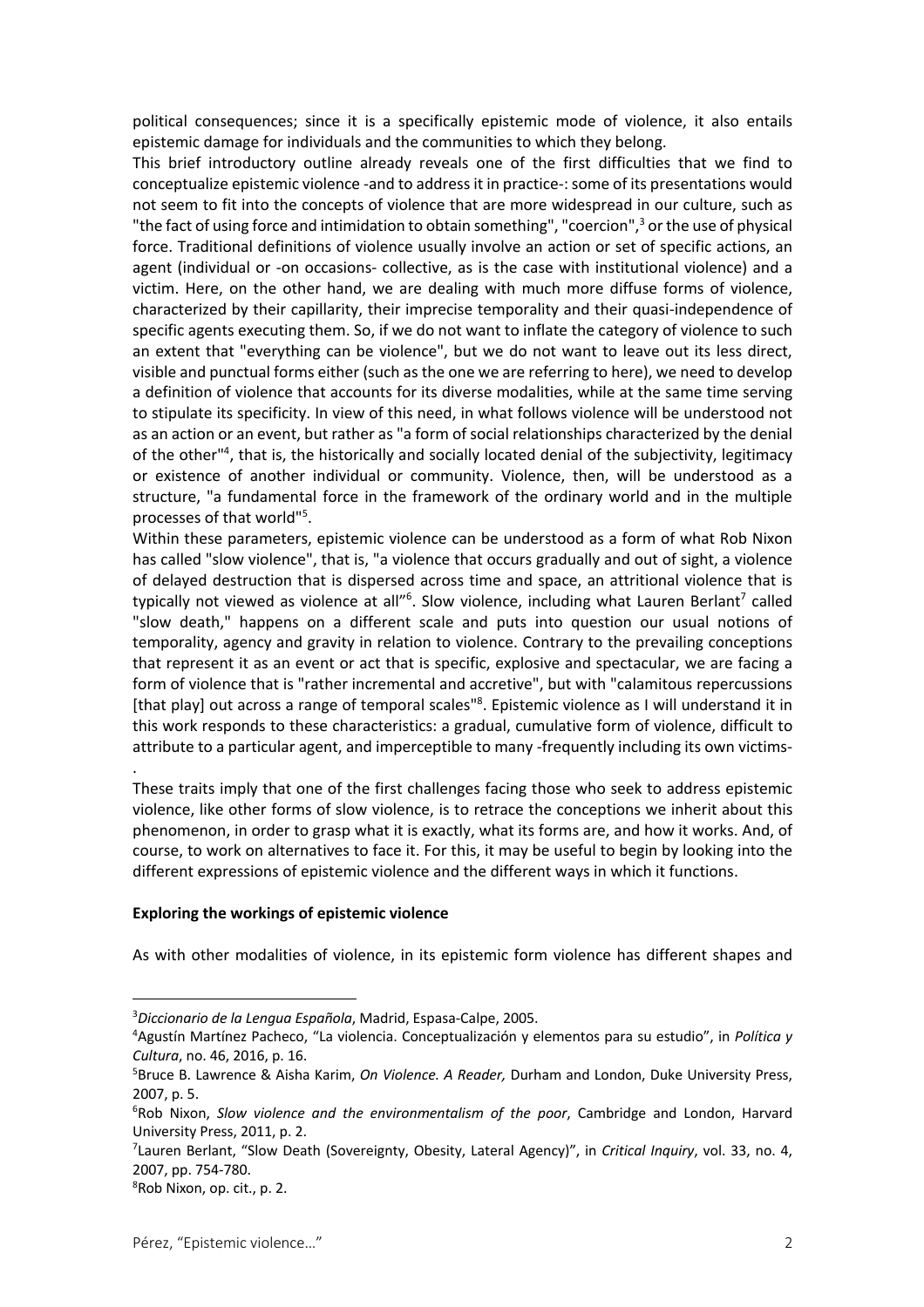political consequences; since it is a specifically epistemic mode of violence, it also entails epistemic damage for individuals and the communities to which they belong.

This brief introductory outline already reveals one of the first difficulties that we find to conceptualize epistemic violence -and to address it in practice-: some of its presentations would not seem to fit into the concepts of violence that are more widespread in our culture, such as "the fact of using force and intimidation to obtain something", "coercion",[3] or the use of physical force. Traditional definitions of violence usually involve an action or set of specific actions, an agent (individual or -on occasions- collective, as is the case with institutional violence) and a victim. Here, on the other hand, we are dealing with much more diffuse forms of violence, characterized by their capillarity, their imprecise temporality and their quasi-independence of specific agents executing them. So, if we do not want to inflate the category of violence to such an extent that "everything can be violence", but we do not want to leave out its less direct, visible and punctual forms either (such as the one we are referring to here), we need to develop a definition of violence that accounts for its diverse modalities, while at the same time serving to stipulate its specificity. In view of this need, in what follows violence will be understood not as an action or an event, but rather as "a form of social relationships characterized by the denial of the other"[4], that is, the historically and socially located denial of the subjectivity, legitimacy or existence of another individual or community. Violence, then, will be understood as a structure, "a fundamental force in the framework of the ordinary world and in the multiple processes of that world"[5].

Within these parameters, epistemic violence can be understood as a form of what Rob Nixon has called "slow violence", that is, "a violence that occurs gradually and out of sight, a violence of delayed destruction that is dispersed across time and space, an attritional violence that is typically not viewed as violence at all"[6]. Slow violence, including what Lauren Berlant[7] called "slow death," happens on a different scale and puts into question our usual notions of temporality, agency and gravity in relation to violence. Contrary to the prevailing conceptions that represent it as an event or act that is specific, explosive and spectacular, we are facing a form of violence that is "rather incremental and accretive", but with "calamitous repercussions [that play] out across a range of temporal scales"[8]. Epistemic violence as I will understand it in this work responds to these characteristics: a gradual, cumulative form of violence, difficult to attribute to a particular agent, and imperceptible to many -frequently including its own victims-.

These traits imply that one of the first challenges facing those who seek to address epistemic violence, like other forms of slow violence, is to retrace the conceptions we inherit about this phenomenon, in order to grasp what it is exactly, what its forms are, and how it works. And, of course, to work on alternatives to face it. For this, it may be useful to begin by looking into the different expressions of epistemic violence and the different ways in which it functions.

**Exploring the workings of epistemic violence**

As with other modalities of violence, in its epistemic form violence has different shapes and

---

[3]*Diccionario de la Lengua Española*, Madrid, Espasa-Calpe, 2005.

[4]Agustín Martínez Pacheco, "La violencia. Conceptualización y elementos para su estudio", in *Política y Cultura*, no. 46, 2016, p. 16.

[5]Bruce B. Lawrence & Aisha Karim, *On Violence. A Reader,* Durham and London, Duke University Press, 2007, p. 5.

[6]Rob Nixon, *Slow violence and the environmentalism of the poor*, Cambridge and London, Harvard University Press, 2011, p. 2.

[7]Lauren Berlant, "Slow Death (Sovereignty, Obesity, Lateral Agency)", in *Critical Inquiry*, vol. 33, no. 4, 2007, pp. 754-780.

[8]Rob Nixon, op. cit., p. 2.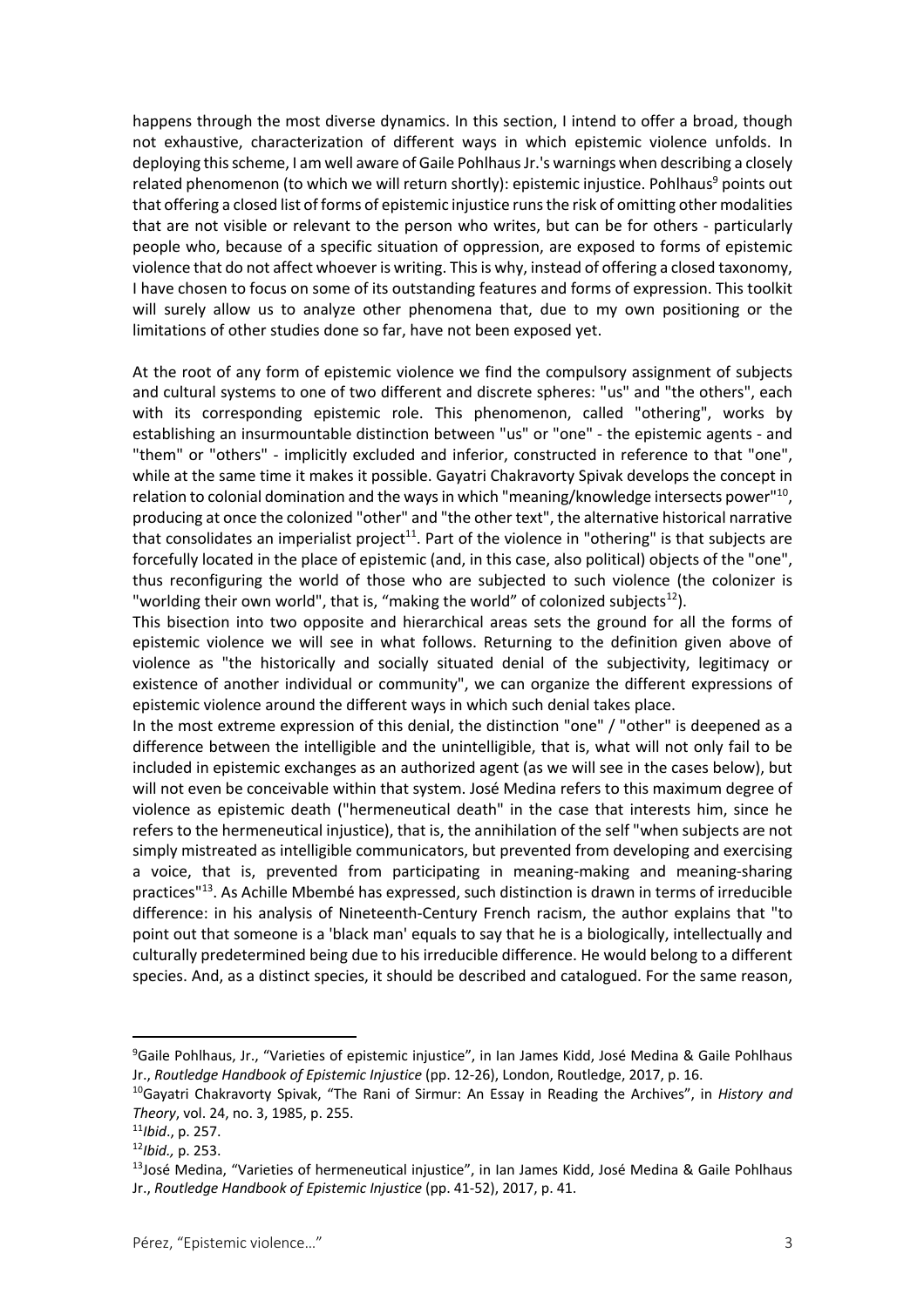happens through the most diverse dynamics. In this section, I intend to offer a broad, though not exhaustive, characterization of different ways in which epistemic violence unfolds. In deploying this scheme, I am well aware of Gaile Pohlhaus Jr.'s warnings when describing a closely related phenomenon (to which we will return shortly): epistemic injustice. Pohlhaus[9] points out that offering a closed list of forms of epistemic injustice runs the risk of omitting other modalities that are not visible or relevant to the person who writes, but can be for others - particularly people who, because of a specific situation of oppression, are exposed to forms of epistemic violence that do not affect whoever is writing. This is why, instead of offering a closed taxonomy, I have chosen to focus on some of its outstanding features and forms of expression. This toolkit will surely allow us to analyze other phenomena that, due to my own positioning or the limitations of other studies done so far, have not been exposed yet.

At the root of any form of epistemic violence we find the compulsory assignment of subjects and cultural systems to one of two different and discrete spheres: "us" and "the others", each with its corresponding epistemic role. This phenomenon, called "othering", works by establishing an insurmountable distinction between "us" or "one" - the epistemic agents - and "them" or "others" - implicitly excluded and inferior, constructed in reference to that "one", while at the same time it makes it possible. Gayatri Chakravorty Spivak develops the concept in relation to colonial domination and the ways in which "meaning/knowledge intersects power"[10], producing at once the colonized "other" and "the other text", the alternative historical narrative that consolidates an imperialist project[11]. Part of the violence in "othering" is that subjects are forcefully located in the place of epistemic (and, in this case, also political) objects of the "one", thus reconfiguring the world of those who are subjected to such violence (the colonizer is "worlding their own world", that is, "making the world" of colonized subjects[12]).

This bisection into two opposite and hierarchical areas sets the ground for all the forms of epistemic violence we will see in what follows. Returning to the definition given above of violence as "the historically and socially situated denial of the subjectivity, legitimacy or existence of another individual or community", we can organize the different expressions of epistemic violence around the different ways in which such denial takes place.

In the most extreme expression of this denial, the distinction "one" / "other" is deepened as a difference between the intelligible and the unintelligible, that is, what will not only fail to be included in epistemic exchanges as an authorized agent (as we will see in the cases below), but will not even be conceivable within that system. José Medina refers to this maximum degree of violence as epistemic death ("hermeneutical death" in the case that interests him, since he refers to the hermeneutical injustice), that is, the annihilation of the self "when subjects are not simply mistreated as intelligible communicators, but prevented from developing and exercising a voice, that is, prevented from participating in meaning-making and meaning-sharing practices"[13]. As Achille Mbembé has expressed, such distinction is drawn in terms of irreducible difference: in his analysis of Nineteenth-Century French racism, the author explains that "to point out that someone is a 'black man' equals to say that he is a biologically, intellectually and culturally predetermined being due to his irreducible difference. He would belong to a different species. And, as a distinct species, it should be described and catalogued. For the same reason,

---

[9] Gaile Pohlhaus, Jr., "Varieties of epistemic injustice", in Ian James Kidd, José Medina & Gaile Pohlhaus Jr., *Routledge Handbook of Epistemic Injustice* (pp. 12-26), London, Routledge, 2017, p. 16.

[10] Gayatri Chakravorty Spivak, "The Rani of Sirmur: An Essay in Reading the Archives", in *History and Theory*, vol. 24, no. 3, 1985, p. 255.

[11] *Ibid*., p. 257.

[12] *Ibid.,* p. 253.

[13] José Medina, "Varieties of hermeneutical injustice", in Ian James Kidd, José Medina & Gaile Pohlhaus Jr., *Routledge Handbook of Epistemic Injustice* (pp. 41-52), 2017, p. 41.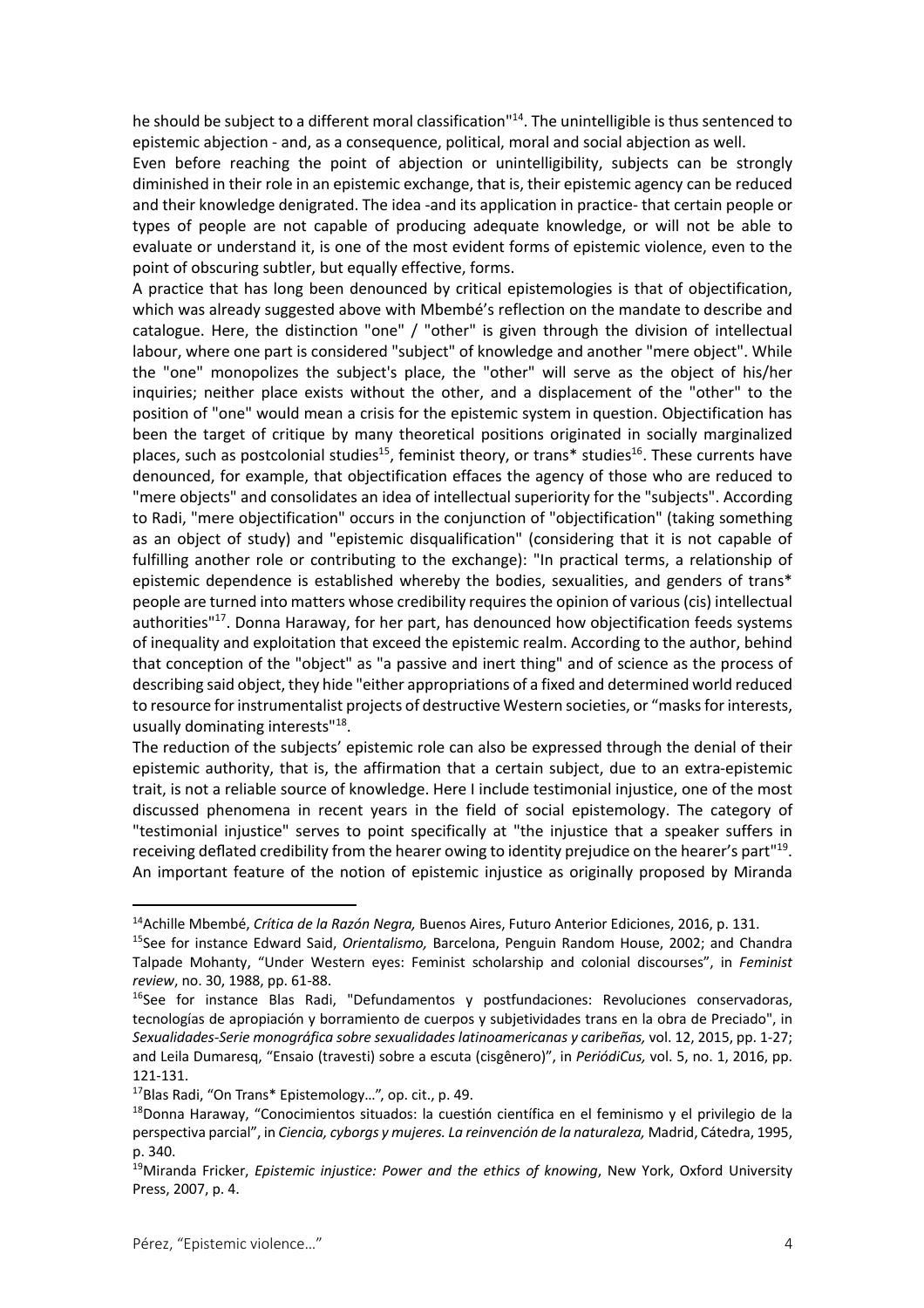he should be subject to a different moral classification"[14]. The unintelligible is thus sentenced to epistemic abjection - and, as a consequence, political, moral and social abjection as well.

Even before reaching the point of abjection or unintelligibility, subjects can be strongly diminished in their role in an epistemic exchange, that is, their epistemic agency can be reduced and their knowledge denigrated. The idea -and its application in practice- that certain people or types of people are not capable of producing adequate knowledge, or will not be able to evaluate or understand it, is one of the most evident forms of epistemic violence, even to the point of obscuring subtler, but equally effective, forms.

A practice that has long been denounced by critical epistemologies is that of objectification, which was already suggested above with Mbembé's reflection on the mandate to describe and catalogue. Here, the distinction "one" / "other" is given through the division of intellectual labour, where one part is considered "subject" of knowledge and another "mere object". While the "one" monopolizes the subject's place, the "other" will serve as the object of his/her inquiries; neither place exists without the other, and a displacement of the "other" to the position of "one" would mean a crisis for the epistemic system in question. Objectification has been the target of critique by many theoretical positions originated in socially marginalized places, such as postcolonial studies[15], feminist theory, or trans* studies[16]. These currents have denounced, for example, that objectification effaces the agency of those who are reduced to "mere objects" and consolidates an idea of intellectual superiority for the "subjects". According to Radi, "mere objectification" occurs in the conjunction of "objectification" (taking something as an object of study) and "epistemic disqualification" (considering that it is not capable of fulfilling another role or contributing to the exchange): "In practical terms, a relationship of epistemic dependence is established whereby the bodies, sexualities, and genders of trans* people are turned into matters whose credibility requires the opinion of various (cis) intellectual authorities"[17]. Donna Haraway, for her part, has denounced how objectification feeds systems of inequality and exploitation that exceed the epistemic realm. According to the author, behind that conception of the "object" as "a passive and inert thing" and of science as the process of describing said object, they hide "either appropriations of a fixed and determined world reduced to resource for instrumentalist projects of destructive Western societies, or "masks for interests, usually dominating interests"[18].

The reduction of the subjects' epistemic role can also be expressed through the denial of their epistemic authority, that is, the affirmation that a certain subject, due to an extra-epistemic trait, is not a reliable source of knowledge. Here I include testimonial injustice, one of the most discussed phenomena in recent years in the field of social epistemology. The category of "testimonial injustice" serves to point specifically at "the injustice that a speaker suffers in receiving deflated credibility from the hearer owing to identity prejudice on the hearer's part"[19]. An important feature of the notion of epistemic injustice as originally proposed by Miranda

---

[14]Achille Mbembé, *Crítica de la Razón Negra,* Buenos Aires, Futuro Anterior Ediciones, 2016, p. 131.

[15]See for instance Edward Said, *Orientalismo,* Barcelona, Penguin Random House, 2002; and Chandra Talpade Mohanty, "Under Western eyes: Feminist scholarship and colonial discourses", in *Feminist review*, no. 30, 1988, pp. 61-88.

[16]See for instance Blas Radi, "Defundamentos y postfundaciones: Revoluciones conservadoras, tecnologías de apropiación y borramiento de cuerpos y subjetividades trans en la obra de Preciado", in *Sexualidades-Serie monográfica sobre sexualidades latinoamericanas y caribeñas,* vol. 12, 2015, pp. 1-27; and Leila Dumaresq, "Ensaio (travesti) sobre a escuta (cisgênero)", in *PeriódiCus,* vol. 5, no. 1, 2016, pp. 121-131.

[17]Blas Radi, "On Trans* Epistemology…", op. cit., p. 49.

[18]Donna Haraway, "Conocimientos situados: la cuestión científica en el feminismo y el privilegio de la perspectiva parcial", in *Ciencia, cyborgs y mujeres. La reinvención de la naturaleza,* Madrid, Cátedra, 1995, p. 340.

[19]Miranda Fricker, *Epistemic injustice: Power and the ethics of knowing*, New York, Oxford University Press, 2007, p. 4.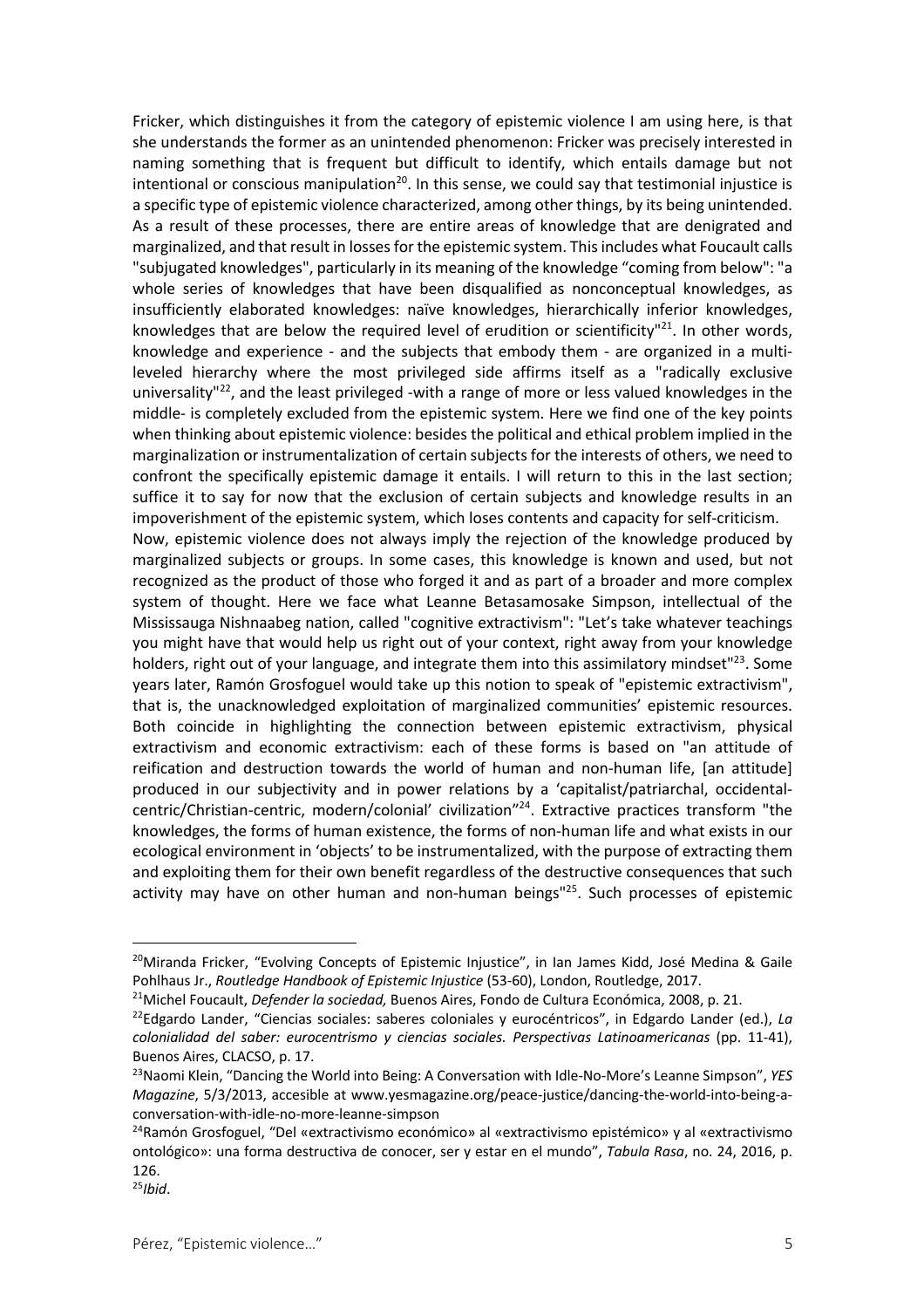Fricker, which distinguishes it from the category of epistemic violence I am using here, is that she understands the former as an unintended phenomenon: Fricker was precisely interested in naming something that is frequent but difficult to identify, which entails damage but not intentional or conscious manipulation[20]. In this sense, we could say that testimonial injustice is a specific type of epistemic violence characterized, among other things, by its being unintended. As a result of these processes, there are entire areas of knowledge that are denigrated and marginalized, and that result in losses for the epistemic system. This includes what Foucault calls "subjugated knowledges", particularly in its meaning of the knowledge "coming from below": "a whole series of knowledges that have been disqualified as nonconceptual knowledges, as insufficiently elaborated knowledges: naïve knowledges, hierarchically inferior knowledges, knowledges that are below the required level of erudition or scientificity"[21]. In other words, knowledge and experience - and the subjects that embody them - are organized in a multi-leveled hierarchy where the most privileged side affirms itself as a "radically exclusive universality"[22], and the least privileged -with a range of more or less valued knowledges in the middle- is completely excluded from the epistemic system. Here we find one of the key points when thinking about epistemic violence: besides the political and ethical problem implied in the marginalization or instrumentalization of certain subjects for the interests of others, we need to confront the specifically epistemic damage it entails. I will return to this in the last section; suffice it to say for now that the exclusion of certain subjects and knowledge results in an impoverishment of the epistemic system, which loses contents and capacity for self-criticism.

Now, epistemic violence does not always imply the rejection of the knowledge produced by marginalized subjects or groups. In some cases, this knowledge is known and used, but not recognized as the product of those who forged it and as part of a broader and more complex system of thought. Here we face what Leanne Betasamosake Simpson, intellectual of the Mississauga Nishnaabeg nation, called "cognitive extractivism": "Let's take whatever teachings you might have that would help us right out of your context, right away from your knowledge holders, right out of your language, and integrate them into this assimilatory mindset"[23]. Some years later, Ramón Grosfoguel would take up this notion to speak of "epistemic extractivism", that is, the unacknowledged exploitation of marginalized communities' epistemic resources. Both coincide in highlighting the connection between epistemic extractivism, physical extractivism and economic extractivism: each of these forms is based on "an attitude of reification and destruction towards the world of human and non-human life, [an attitude] produced in our subjectivity and in power relations by a 'capitalist/patriarchal, occidental-centric/Christian-centric, modern/colonial' civilization"[24]. Extractive practices transform "the knowledges, the forms of human existence, the forms of non-human life and what exists in our ecological environment in 'objects' to be instrumentalized, with the purpose of extracting them and exploiting them for their own benefit regardless of the destructive consequences that such activity may have on other human and non-human beings"[25]. Such processes of epistemic

---

[20] Miranda Fricker, "Evolving Concepts of Epistemic Injustice", in Ian James Kidd, José Medina & Gaile Pohlhaus Jr., *Routledge Handbook of Epistemic Injustice* (53-60), London, Routledge, 2017.

[21] Michel Foucault, *Defender la sociedad,* Buenos Aires, Fondo de Cultura Económica, 2008, p. 21.

[22] Edgardo Lander, "Ciencias sociales: saberes coloniales y eurocéntricos", in Edgardo Lander (ed.), *La colonialidad del saber: eurocentrismo y ciencias sociales. Perspectivas Latinoamericanas* (pp. 11-41), Buenos Aires, CLACSO, p. 17.

[23] Naomi Klein, "Dancing the World into Being: A Conversation with Idle-No-More's Leanne Simpson", *YES Magazine*, 5/3/2013, accesible at www.yesmagazine.org/peace-justice/dancing-the-world-into-being-a-conversation-with-idle-no-more-leanne-simpson

[24] Ramón Grosfoguel, "Del «extractivismo económico» al «extractivismo epistémico» y al «extractivismo ontológico»: una forma destructiva de conocer, ser y estar en el mundo", *Tabula Rasa*, no. 24, 2016, p. 126.

[25] *Ibid*.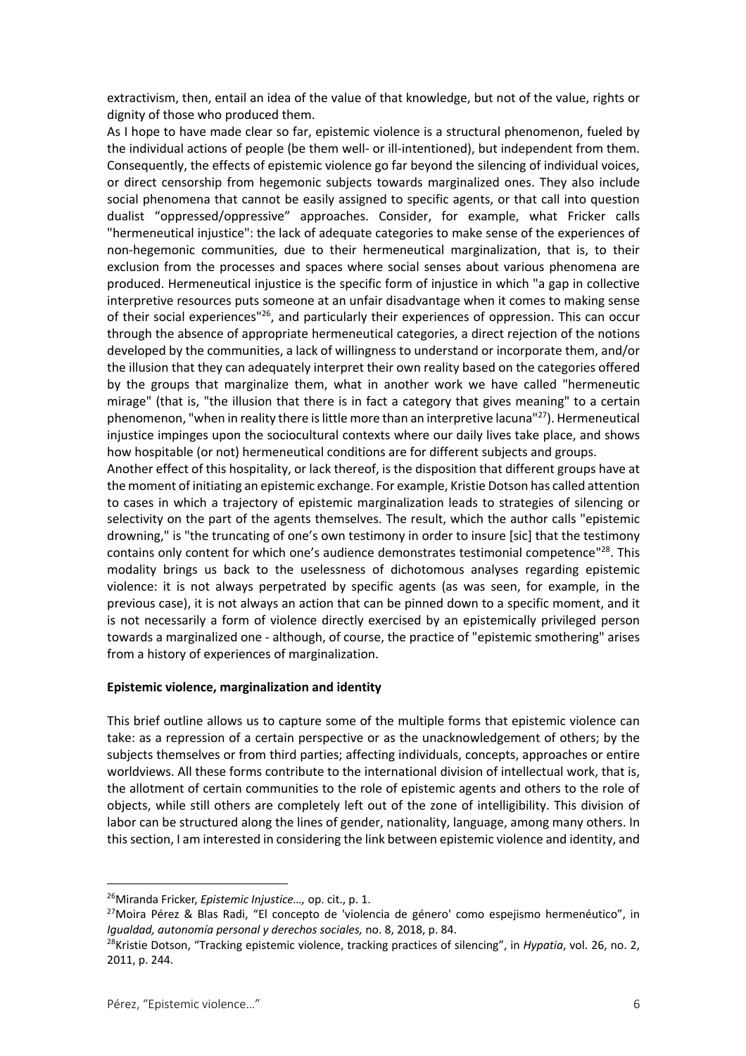extractivism, then, entail an idea of the value of that knowledge, but not of the value, rights or dignity of those who produced them.

As I hope to have made clear so far, epistemic violence is a structural phenomenon, fueled by the individual actions of people (be them well- or ill-intentioned), but independent from them. Consequently, the effects of epistemic violence go far beyond the silencing of individual voices, or direct censorship from hegemonic subjects towards marginalized ones. They also include social phenomena that cannot be easily assigned to specific agents, or that call into question dualist "oppressed/oppressive" approaches. Consider, for example, what Fricker calls "hermeneutical injustice": the lack of adequate categories to make sense of the experiences of non-hegemonic communities, due to their hermeneutical marginalization, that is, to their exclusion from the processes and spaces where social senses about various phenomena are produced. Hermeneutical injustice is the specific form of injustice in which "a gap in collective interpretive resources puts someone at an unfair disadvantage when it comes to making sense of their social experiences"[26], and particularly their experiences of oppression. This can occur through the absence of appropriate hermeneutical categories, a direct rejection of the notions developed by the communities, a lack of willingness to understand or incorporate them, and/or the illusion that they can adequately interpret their own reality based on the categories offered by the groups that marginalize them, what in another work we have called "hermeneutic mirage" (that is, "the illusion that there is in fact a category that gives meaning" to a certain phenomenon, "when in reality there is little more than an interpretive lacuna"[27]). Hermeneutical injustice impinges upon the sociocultural contexts where our daily lives take place, and shows how hospitable (or not) hermeneutical conditions are for different subjects and groups.

Another effect of this hospitality, or lack thereof, is the disposition that different groups have at the moment of initiating an epistemic exchange. For example, Kristie Dotson has called attention to cases in which a trajectory of epistemic marginalization leads to strategies of silencing or selectivity on the part of the agents themselves. The result, which the author calls "epistemic drowning," is "the truncating of one's own testimony in order to insure [sic] that the testimony contains only content for which one's audience demonstrates testimonial competence"[28]. This modality brings us back to the uselessness of dichotomous analyses regarding epistemic violence: it is not always perpetrated by specific agents (as was seen, for example, in the previous case), it is not always an action that can be pinned down to a specific moment, and it is not necessarily a form of violence directly exercised by an epistemically privileged person towards a marginalized one - although, of course, the practice of "epistemic smothering" arises from a history of experiences of marginalization.

**Epistemic violence, marginalization and identity**

This brief outline allows us to capture some of the multiple forms that epistemic violence can take: as a repression of a certain perspective or as the unacknowledgement of others; by the subjects themselves or from third parties; affecting individuals, concepts, approaches or entire worldviews. All these forms contribute to the international division of intellectual work, that is, the allotment of certain communities to the role of epistemic agents and others to the role of objects, while still others are completely left out of the zone of intelligibility. This division of labor can be structured along the lines of gender, nationality, language, among many others. In this section, I am interested in considering the link between epistemic violence and identity, and

---

[26] Miranda Fricker, *Epistemic Injustice…,* op. cit., p. 1.

[27] Moira Pérez & Blas Radi, "El concepto de 'violencia de género' como espejismo hermenéutico", in *Igualdad, autonomía personal y derechos sociales,* no. 8, 2018, p. 84.

[28] Kristie Dotson, "Tracking epistemic violence, tracking practices of silencing", in *Hypatia*, vol. 26, no. 2, 2011, p. 244.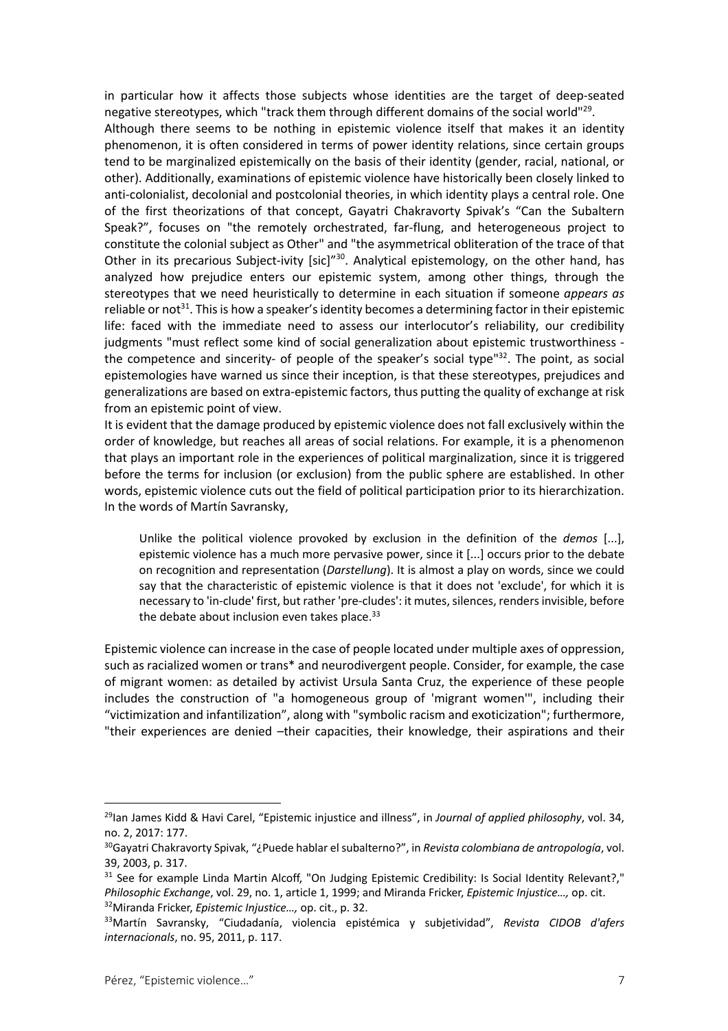in particular how it affects those subjects whose identities are the target of deep-seated negative stereotypes, which "track them through different domains of the social world"[29].

Although there seems to be nothing in epistemic violence itself that makes it an identity phenomenon, it is often considered in terms of power identity relations, since certain groups tend to be marginalized epistemically on the basis of their identity (gender, racial, national, or other). Additionally, examinations of epistemic violence have historically been closely linked to anti-colonialist, decolonial and postcolonial theories, in which identity plays a central role. One of the first theorizations of that concept, Gayatri Chakravorty Spivak's "Can the Subaltern Speak?", focuses on "the remotely orchestrated, far-flung, and heterogeneous project to constitute the colonial subject as Other" and "the asymmetrical obliteration of the trace of that Other in its precarious Subject-ivity [sic]"[30]. Analytical epistemology, on the other hand, has analyzed how prejudice enters our epistemic system, among other things, through the stereotypes that we need heuristically to determine in each situation if someone *appears as* reliable or not[31]. This is how a speaker's identity becomes a determining factor in their epistemic life: faced with the immediate need to assess our interlocutor's reliability, our credibility judgments "must reflect some kind of social generalization about epistemic trustworthiness - the competence and sincerity- of people of the speaker's social type"[32]. The point, as social epistemologies have warned us since their inception, is that these stereotypes, prejudices and generalizations are based on extra-epistemic factors, thus putting the quality of exchange at risk from an epistemic point of view.

It is evident that the damage produced by epistemic violence does not fall exclusively within the order of knowledge, but reaches all areas of social relations. For example, it is a phenomenon that plays an important role in the experiences of political marginalization, since it is triggered before the terms for inclusion (or exclusion) from the public sphere are established. In other words, epistemic violence cuts out the field of political participation prior to its hierarchization. In the words of Martín Savransky,

> Unlike the political violence provoked by exclusion in the definition of the *demos* [...], epistemic violence has a much more pervasive power, since it [...] occurs prior to the debate on recognition and representation (*Darstellung*). It is almost a play on words, since we could say that the characteristic of epistemic violence is that it does not 'exclude', for which it is necessary to 'in-clude' first, but rather 'pre-cludes': it mutes, silences, renders invisible, before the debate about inclusion even takes place.[33]

Epistemic violence can increase in the case of people located under multiple axes of oppression, such as racialized women or trans* and neurodivergent people. Consider, for example, the case of migrant women: as detailed by activist Ursula Santa Cruz, the experience of these people includes the construction of "a homogeneous group of 'migrant women'", including their "victimization and infantilization", along with "symbolic racism and exoticization"; furthermore, "their experiences are denied –their capacities, their knowledge, their aspirations and their

---

[29] Ian James Kidd & Havi Carel, "Epistemic injustice and illness", in *Journal of applied philosophy*, vol. 34, no. 2, 2017: 177.

[30] Gayatri Chakravorty Spivak, "¿Puede hablar el subalterno?", in *Revista colombiana de antropología*, vol. 39, 2003, p. 317.

[31] See for example Linda Martin Alcoff, "On Judging Epistemic Credibility: Is Social Identity Relevant?," *Philosophic Exchange*, vol. 29, no. 1, article 1, 1999; and Miranda Fricker, *Epistemic Injustice…,* op. cit.

[32] Miranda Fricker, *Epistemic Injustice…,* op. cit., p. 32.

[33] Martín Savransky, "Ciudadanía, violencia epistémica y subjetividad", *Revista CIDOB d'afers internacionals*, no. 95, 2011, p. 117.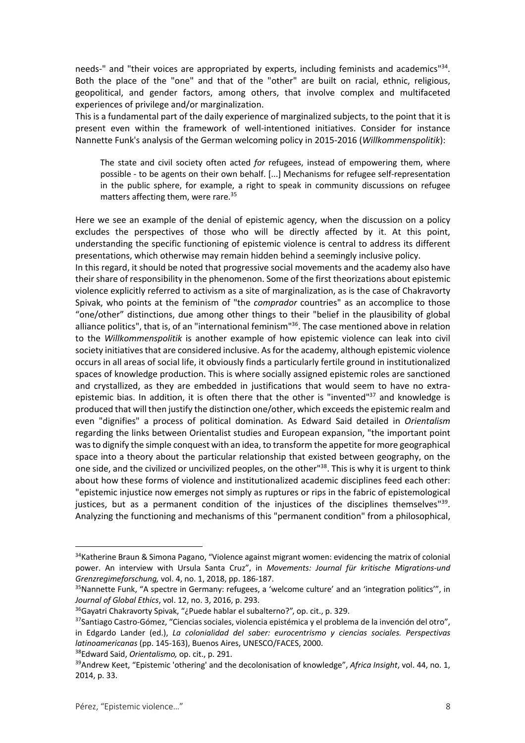needs-" and "their voices are appropriated by experts, including feminists and academics"[34]. Both the place of the "one" and that of the "other" are built on racial, ethnic, religious, geopolitical, and gender factors, among others, that involve complex and multifaceted experiences of privilege and/or marginalization.

This is a fundamental part of the daily experience of marginalized subjects, to the point that it is present even within the framework of well-intentioned initiatives. Consider for instance Nannette Funk's analysis of the German welcoming policy in 2015-2016 (*Willkommenspolitik*):

> The state and civil society often acted *for* refugees, instead of empowering them, where possible - to be agents on their own behalf. [...] Mechanisms for refugee self-representation in the public sphere, for example, a right to speak in community discussions on refugee matters affecting them, were rare.[35]

Here we see an example of the denial of epistemic agency, when the discussion on a policy excludes the perspectives of those who will be directly affected by it. At this point, understanding the specific functioning of epistemic violence is central to address its different presentations, which otherwise may remain hidden behind a seemingly inclusive policy.

In this regard, it should be noted that progressive social movements and the academy also have their share of responsibility in the phenomenon. Some of the first theorizations about epistemic violence explicitly referred to activism as a site of marginalization, as is the case of Chakravorty Spivak, who points at the feminism of "the *comprador* countries" as an accomplice to those "one/other" distinctions, due among other things to their "belief in the plausibility of global alliance politics", that is, of an "international feminism"[36]. The case mentioned above in relation to the *Willkommenspolitik* is another example of how epistemic violence can leak into civil society initiatives that are considered inclusive. As for the academy, although epistemic violence occurs in all areas of social life, it obviously finds a particularly fertile ground in institutionalized spaces of knowledge production. This is where socially assigned epistemic roles are sanctioned and crystallized, as they are embedded in justifications that would seem to have no extra-epistemic bias. In addition, it is often there that the other is "invented"[37] and knowledge is produced that will then justify the distinction one/other, which exceeds the epistemic realm and even "dignifies" a process of political domination. As Edward Said detailed in *Orientalism* regarding the links between Orientalist studies and European expansion, "the important point was to dignify the simple conquest with an idea, to transform the appetite for more geographical space into a theory about the particular relationship that existed between geography, on the one side, and the civilized or uncivilized peoples, on the other"[38]. This is why it is urgent to think about how these forms of violence and institutionalized academic disciplines feed each other: "epistemic injustice now emerges not simply as ruptures or rips in the fabric of epistemological justices, but as a permanent condition of the injustices of the disciplines themselves"[39]. Analyzing the functioning and mechanisms of this "permanent condition" from a philosophical,

---

[34] Katherine Braun & Simona Pagano, "Violence against migrant women: evidencing the matrix of colonial power. An interview with Ursula Santa Cruz", in *Movements: Journal für kritische Migrations-und Grenzregimeforschung,* vol. 4, no. 1, 2018, pp. 186-187.

[35] Nannette Funk, "A spectre in Germany: refugees, a 'welcome culture' and an 'integration politics'", in *Journal of Global Ethics*, vol. 12, no. 3, 2016, p. 293.

[36] Gayatri Chakravorty Spivak, "¿Puede hablar el subalterno?", op. cit., p. 329.

[37] Santiago Castro-Gómez, "Ciencias sociales, violencia epistémica y el problema de la invención del otro", in Edgardo Lander (ed.), *La colonialidad del saber: eurocentrismo y ciencias sociales. Perspectivas latinoamericanas* (pp. 145-163), Buenos Aires, UNESCO/FACES, 2000.

[38] Edward Said, *Orientalismo,* op. cit., p. 291.

[39] Andrew Keet, "Epistemic 'othering' and the decolonisation of knowledge", *Africa Insight*, vol. 44, no. 1, 2014, p. 33.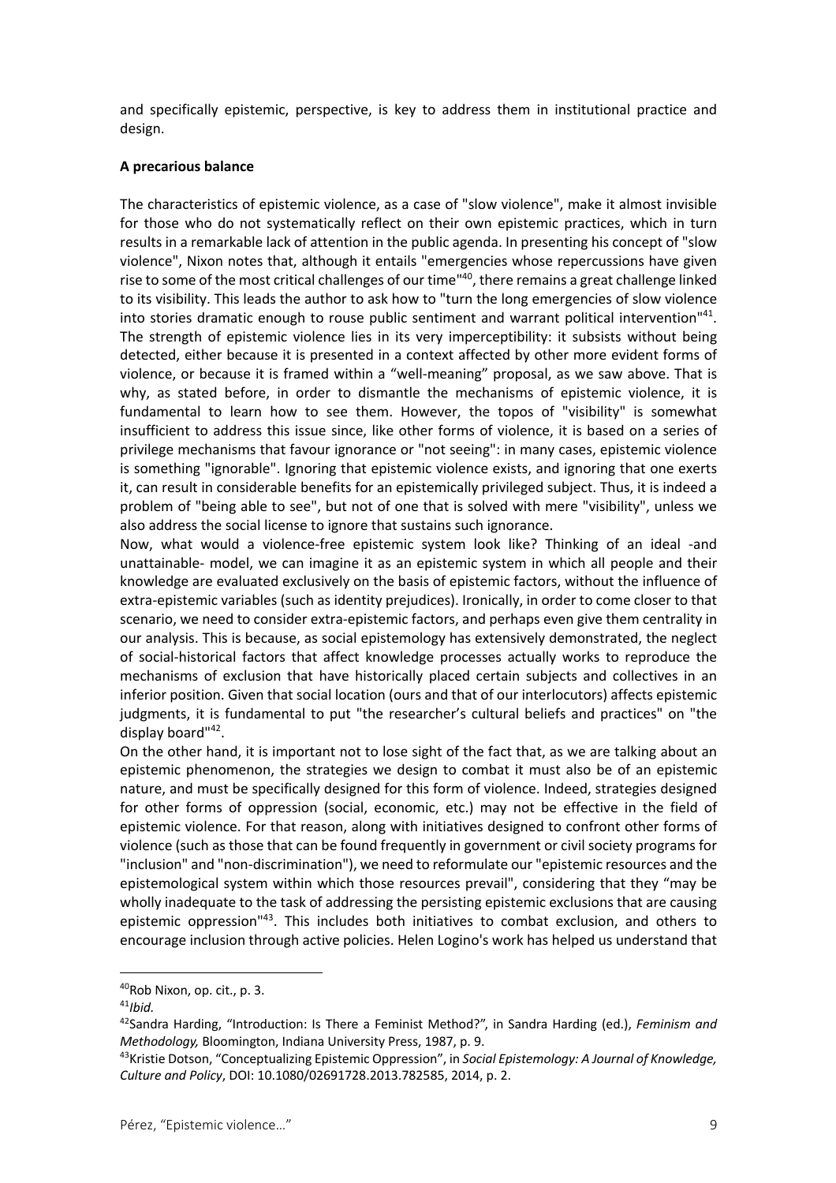and specifically epistemic, perspective, is key to address them in institutional practice and design.

**A precarious balance**

The characteristics of epistemic violence, as a case of "slow violence", make it almost invisible for those who do not systematically reflect on their own epistemic practices, which in turn results in a remarkable lack of attention in the public agenda. In presenting his concept of "slow violence", Nixon notes that, although it entails "emergencies whose repercussions have given rise to some of the most critical challenges of our time"[40], there remains a great challenge linked to its visibility. This leads the author to ask how to "turn the long emergencies of slow violence into stories dramatic enough to rouse public sentiment and warrant political intervention"[41]. The strength of epistemic violence lies in its very imperceptibility: it subsists without being detected, either because it is presented in a context affected by other more evident forms of violence, or because it is framed within a "well-meaning" proposal, as we saw above. That is why, as stated before, in order to dismantle the mechanisms of epistemic violence, it is fundamental to learn how to see them. However, the topos of "visibility" is somewhat insufficient to address this issue since, like other forms of violence, it is based on a series of privilege mechanisms that favour ignorance or "not seeing": in many cases, epistemic violence is something "ignorable". Ignoring that epistemic violence exists, and ignoring that one exerts it, can result in considerable benefits for an epistemically privileged subject. Thus, it is indeed a problem of "being able to see", but not of one that is solved with mere "visibility", unless we also address the social license to ignore that sustains such ignorance.

Now, what would a violence-free epistemic system look like? Thinking of an ideal -and unattainable- model, we can imagine it as an epistemic system in which all people and their knowledge are evaluated exclusively on the basis of epistemic factors, without the influence of extra-epistemic variables (such as identity prejudices). Ironically, in order to come closer to that scenario, we need to consider extra-epistemic factors, and perhaps even give them centrality in our analysis. This is because, as social epistemology has extensively demonstrated, the neglect of social-historical factors that affect knowledge processes actually works to reproduce the mechanisms of exclusion that have historically placed certain subjects and collectives in an inferior position. Given that social location (ours and that of our interlocutors) affects epistemic judgments, it is fundamental to put "the researcher's cultural beliefs and practices" on "the display board"[42].

On the other hand, it is important not to lose sight of the fact that, as we are talking about an epistemic phenomenon, the strategies we design to combat it must also be of an epistemic nature, and must be specifically designed for this form of violence. Indeed, strategies designed for other forms of oppression (social, economic, etc.) may not be effective in the field of epistemic violence. For that reason, along with initiatives designed to confront other forms of violence (such as those that can be found frequently in government or civil society programs for "inclusion" and "non-discrimination"), we need to reformulate our "epistemic resources and the epistemological system within which those resources prevail", considering that they "may be wholly inadequate to the task of addressing the persisting epistemic exclusions that are causing epistemic oppression"[43]. This includes both initiatives to combat exclusion, and others to encourage inclusion through active policies. Helen Logino's work has helped us understand that

---

[40] Rob Nixon, op. cit., p. 3.

[41] *Ibid.*

[42] Sandra Harding, "Introduction: Is There a Feminist Method?", in Sandra Harding (ed.), *Feminism and Methodology,* Bloomington, Indiana University Press, 1987, p. 9.

[43] Kristie Dotson, "Conceptualizing Epistemic Oppression", in *Social Epistemology: A Journal of Knowledge, Culture and Policy*, DOI: 10.1080/02691728.2013.782585, 2014, p. 2.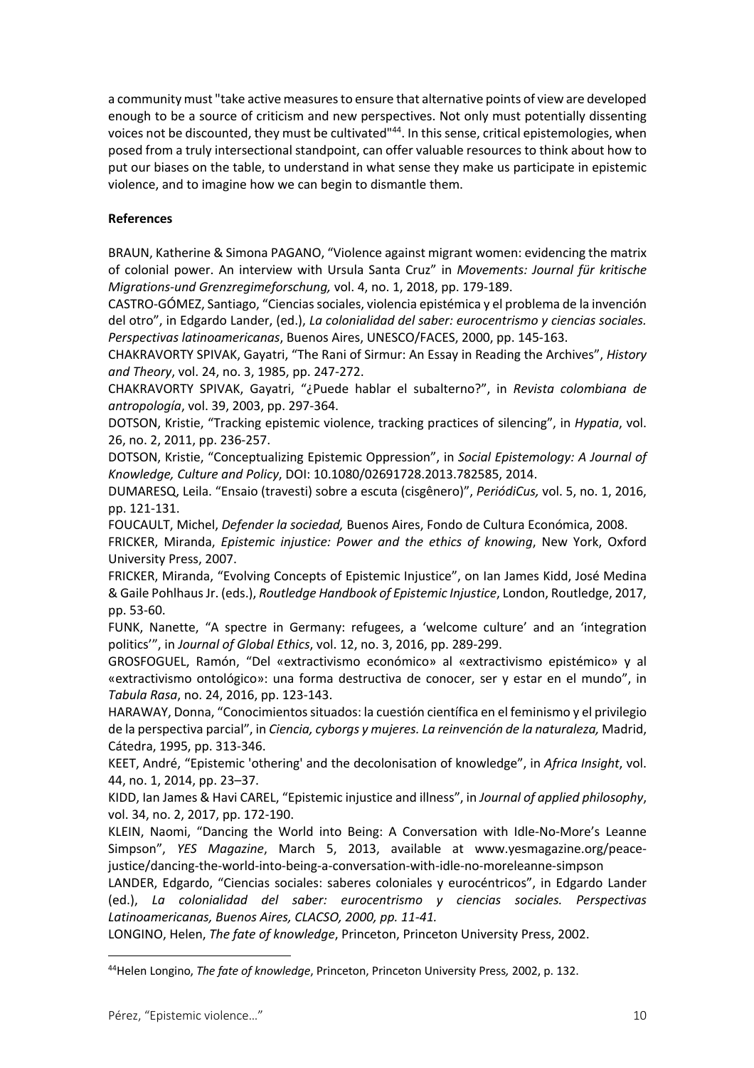a community must "take active measures to ensure that alternative points of view are developed enough to be a source of criticism and new perspectives. Not only must potentially dissenting voices not be discounted, they must be cultivated"[44]. In this sense, critical epistemologies, when posed from a truly intersectional standpoint, can offer valuable resources to think about how to put our biases on the table, to understand in what sense they make us participate in epistemic violence, and to imagine how we can begin to dismantle them.

**References**

BRAUN, Katherine & Simona PAGANO, "Violence against migrant women: evidencing the matrix of colonial power. An interview with Ursula Santa Cruz" in *Movements: Journal für kritische Migrations-und Grenzregimeforschung,* vol. 4, no. 1, 2018, pp. 179-189.

CASTRO-GÓMEZ, Santiago, "Ciencias sociales, violencia epistémica y el problema de la invención del otro", in Edgardo Lander, (ed.), *La colonialidad del saber: eurocentrismo y ciencias sociales. Perspectivas latinoamericanas*, Buenos Aires, UNESCO/FACES, 2000, pp. 145-163.

CHAKRAVORTY SPIVAK, Gayatri, "The Rani of Sirmur: An Essay in Reading the Archives", *History and Theory*, vol. 24, no. 3, 1985, pp. 247-272.

CHAKRAVORTY SPIVAK, Gayatri, "¿Puede hablar el subalterno?", in *Revista colombiana de antropología*, vol. 39, 2003, pp. 297-364.

DOTSON, Kristie, "Tracking epistemic violence, tracking practices of silencing", in *Hypatia*, vol. 26, no. 2, 2011, pp. 236-257.

DOTSON, Kristie, "Conceptualizing Epistemic Oppression", in *Social Epistemology: A Journal of Knowledge, Culture and Policy*, DOI: 10.1080/02691728.2013.782585, 2014.

DUMARESQ, Leila. "Ensaio (travesti) sobre a escuta (cisgênero)", *PeriódiCus,* vol. 5, no. 1, 2016, pp. 121-131.

FOUCAULT, Michel, *Defender la sociedad,* Buenos Aires, Fondo de Cultura Económica, 2008.

FRICKER, Miranda, *Epistemic injustice: Power and the ethics of knowing*, New York, Oxford University Press, 2007.

FRICKER, Miranda, "Evolving Concepts of Epistemic Injustice", on Ian James Kidd, José Medina & Gaile Pohlhaus Jr. (eds.), *Routledge Handbook of Epistemic Injustice*, London, Routledge, 2017, pp. 53-60.

FUNK, Nanette, "A spectre in Germany: refugees, a 'welcome culture' and an 'integration politics'", in *Journal of Global Ethics*, vol. 12, no. 3, 2016, pp. 289-299.

GROSFOGUEL, Ramón, "Del «extractivismo económico» al «extractivismo epistémico» y al «extractivismo ontológico»: una forma destructiva de conocer, ser y estar en el mundo", in *Tabula Rasa*, no. 24, 2016, pp. 123-143.

HARAWAY, Donna, "Conocimientos situados: la cuestión científica en el feminismo y el privilegio de la perspectiva parcial", in *Ciencia, cyborgs y mujeres. La reinvención de la naturaleza,* Madrid, Cátedra, 1995, pp. 313-346.

KEET, André, "Epistemic 'othering' and the decolonisation of knowledge", in *Africa Insight*, vol. 44, no. 1, 2014, pp. 23–37.

KIDD, Ian James & Havi CAREL, "Epistemic injustice and illness", in *Journal of applied philosophy*, vol. 34, no. 2, 2017, pp. 172-190.

KLEIN, Naomi, "Dancing the World into Being: A Conversation with Idle-No-More's Leanne Simpson", *YES Magazine*, March 5, 2013, available at www.yesmagazine.org/peace-justice/dancing-the-world-into-being-a-conversation-with-idle-no-moreleanne-simpson

LANDER, Edgardo, "Ciencias sociales: saberes coloniales y eurocéntricos", in Edgardo Lander (ed.), *La colonialidad del saber: eurocentrismo y ciencias sociales. Perspectivas Latinoamericanas, Buenos Aires, CLACSO, 2000, pp. 11-41.*

LONGINO, Helen, *The fate of knowledge*, Princeton, Princeton University Press, 2002.

---

[44] Helen Longino, *The fate of knowledge*, Princeton, Princeton University Press, 2002, p. 132.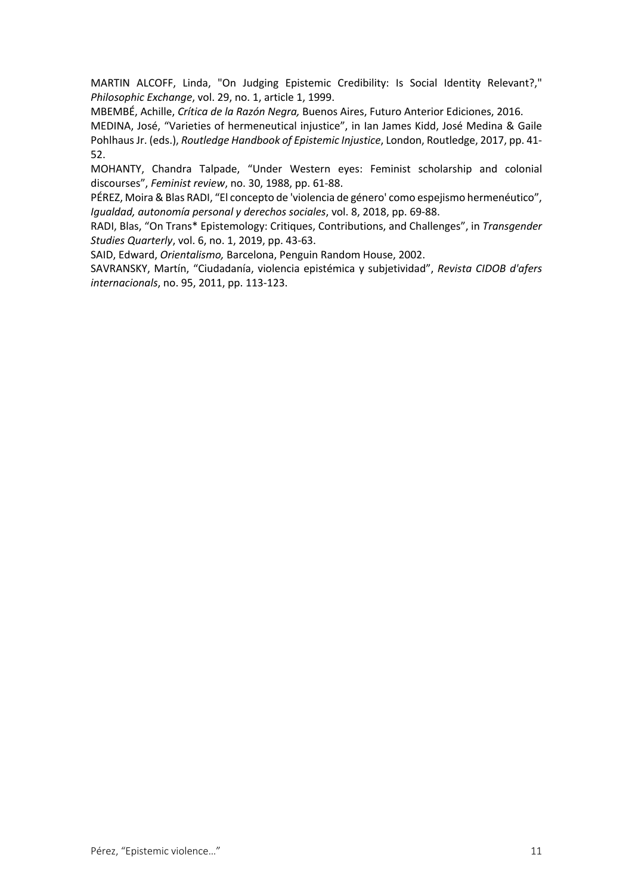MARTIN ALCOFF, Linda, "On Judging Epistemic Credibility: Is Social Identity Relevant?," *Philosophic Exchange*, vol. 29, no. 1, article 1, 1999.

MBEMBÉ, Achille, *Crítica de la Razón Negra,* Buenos Aires, Futuro Anterior Ediciones, 2016.

MEDINA, José, "Varieties of hermeneutical injustice", in Ian James Kidd, José Medina & Gaile Pohlhaus Jr. (eds.), *Routledge Handbook of Epistemic Injustice*, London, Routledge, 2017, pp. 41-52.

MOHANTY, Chandra Talpade, "Under Western eyes: Feminist scholarship and colonial discourses", *Feminist review*, no. 30, 1988, pp. 61-88.

PÉREZ, Moira & Blas RADI, "El concepto de 'violencia de género' como espejismo hermenéutico", *Igualdad, autonomía personal y derechos sociales*, vol. 8, 2018, pp. 69-88.

RADI, Blas, "On Trans* Epistemology: Critiques, Contributions, and Challenges", in *Transgender Studies Quarterly*, vol. 6, no. 1, 2019, pp. 43-63.

SAID, Edward, *Orientalismo,* Barcelona, Penguin Random House, 2002.

SAVRANSKY, Martín, "Ciudadanía, violencia epistémica y subjetividad", *Revista CIDOB d'afers internacionals*, no. 95, 2011, pp. 113-123.